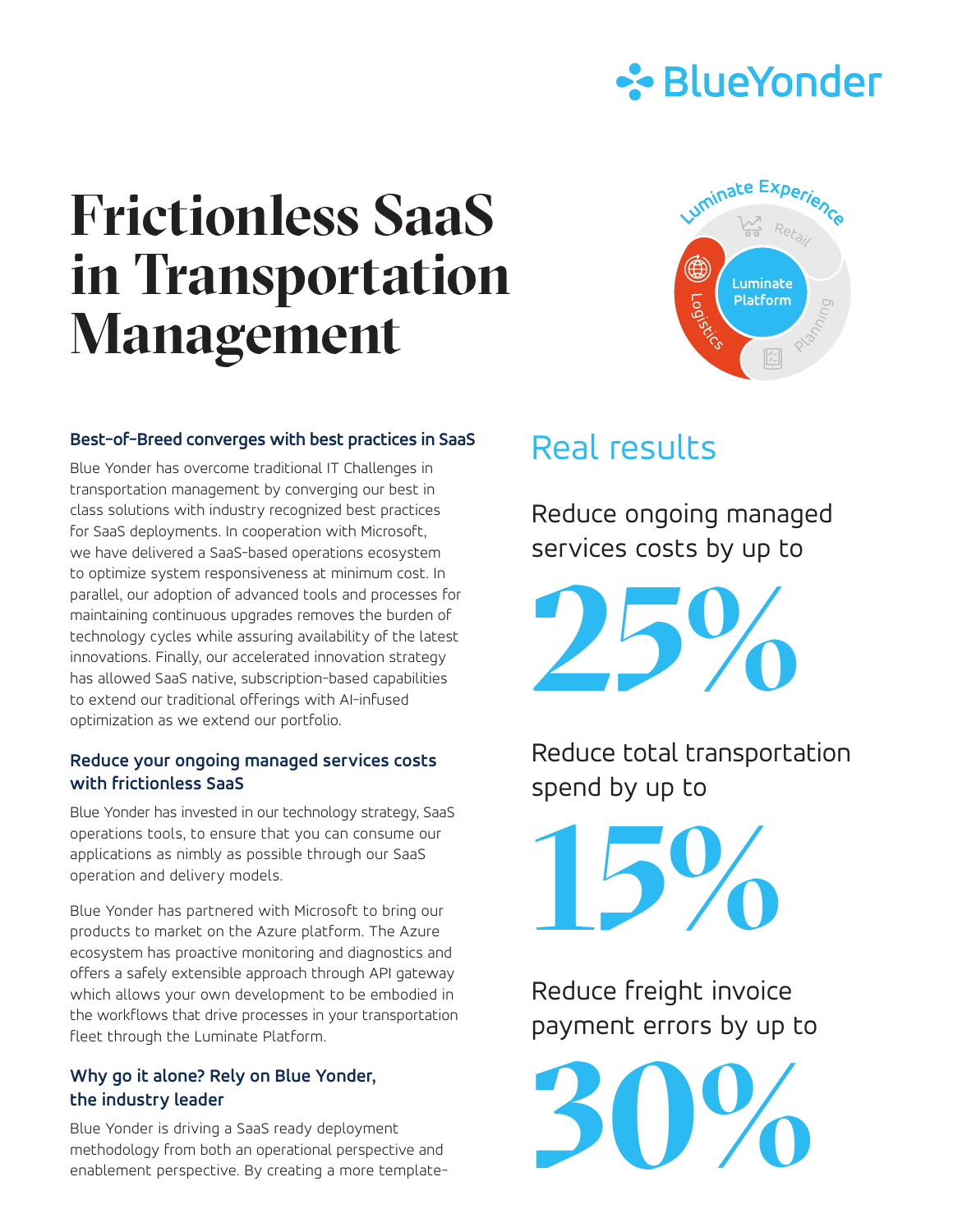# Frictionless SaaS in Transportation Management

### Best-of-Breed converges with best practices in SaaS

Blue Yonder has overcome traditional IT Challenges in transportation management by converging our best in class solutions with industry recognized best practices for SaaS deployments. In cooperation with Microsoft, we have delivered a SaaS-based operations ecosystem to optimize system responsiveness at minimum cost. In parallel, our adoption of advanced tools and processes for maintaining continuous upgrades removes the burden of technology cycles while assuring availability of the latest innovations. Finally, our accelerated innovation strategy has allowed SaaS native, subscription-based capabilities to extend our traditional offerings with AI-infused optimization as we extend our portfolio.

### Reduce your ongoing managed services costs with frictionless SaaS

Blue Yonder has invested in our technology strategy, SaaS operations tools, to ensure that you can consume our applications as nimbly as possible through our SaaS operation and delivery models.

Blue Yonder has partnered with Microsoft to bring our products to market on the Azure platform. The Azure ecosystem has proactive monitoring and diagnostics and offers a safely extensible approach through API gateway which allows your own development to be embodied in the workflows that drive processes in your transportation fleet through the Luminate Platform.

### Why go it alone? Rely on Blue Yonder, the industry leader

Blue Yonder is driving a SaaS ready deployment methodology from both an operational perspective and enablement perspective. By creating a more template-

## Real results

Reduce ongoing managed services costs by up to

**25%**

Reduce total transportation spend by up to

**15%**

Reduce freight invoice payment errors by up to

**30%**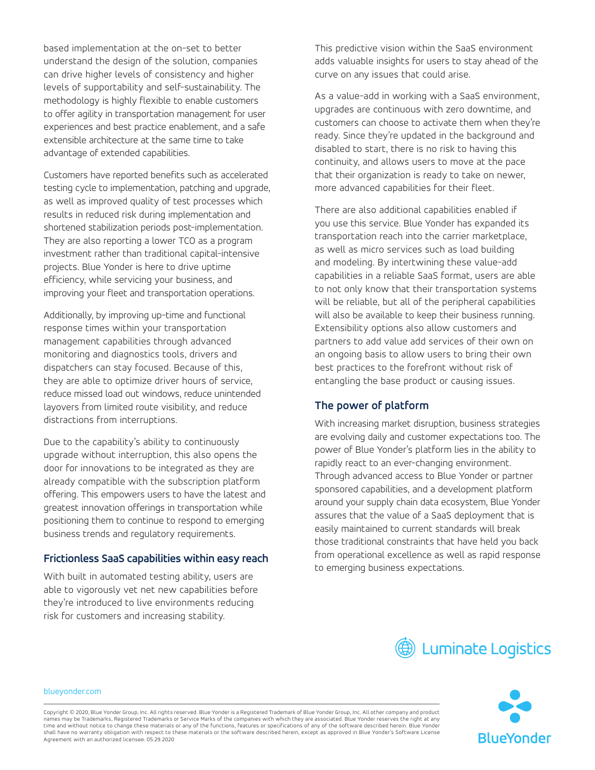based implementation at the on-set to better understand the design of the solution, companies can drive higher levels of consistency and higher levels of supportability and self-sustainability. The methodology is highly flexible to enable customers to offer agility in transportation management for user experiences and best practice enablement, and a safe extensible architecture at the same time to take advantage of extended capabilities.

Customers have reported benefits such as accelerated testing cycle to implementation, patching and upgrade, as well as improved quality of test processes which results in reduced risk during implementation and shortened stabilization periods post-implementation. They are also reporting a lower TCO as a program investment rather than traditional capital-intensive projects. Blue Yonder is here to drive uptime efficiency, while servicing your business, and improving your fleet and transportation operations.

Additionally, by improving up-time and functional response times within your transportation management capabilities through advanced monitoring and diagnostics tools, drivers and dispatchers can stay focused. Because of this, they are able to optimize driver hours of service, reduce missed load out windows, reduce unintended layovers from limited route visibility, and reduce distractions from interruptions.

Due to the capability's ability to continuously upgrade without interruption, this also opens the door for innovations to be integrated as they are already compatible with the subscription platform offering. This empowers users to have the latest and greatest innovation offerings in transportation while positioning them to continue to respond to emerging business trends and regulatory requirements.

## Frictionless SaaS capabilities within easy reach

With built in automated testing ability, users are able to vigorously vet net new capabilities before they're introduced to live environments reducing risk for customers and increasing stability.

This predictive vision within the SaaS environment adds valuable insights for users to stay ahead of the curve on any issues that could arise.

As a value-add in working with a SaaS environment, upgrades are continuous with zero downtime, and customers can choose to activate them when they're ready. Since they're updated in the background and disabled to start, there is no risk to having this continuity, and allows users to move at the pace that their organization is ready to take on newer, more advanced capabilities for their fleet.

There are also additional capabilities enabled if you use this service. Blue Yonder has expanded its transportation reach into the carrier marketplace, as well as micro services such as load building and modeling. By intertwining these value-add capabilities in a reliable SaaS format, users are able to not only know that their transportation systems will be reliable, but all of the peripheral capabilities will also be available to keep their business running. Extensibility options also allow customers and partners to add value add services of their own on an ongoing basis to allow users to bring their own best practices to the forefront without risk of entangling the base product or causing issues.

## The power of platform

With increasing market disruption, business strategies are evolving daily and customer expectations too. The power of Blue Yonder's platform lies in the ability to rapidly react to an ever-changing environment. Through advanced access to Blue Yonder or partner sponsored capabilities, and a development platform around your supply chain data ecosystem, Blue Yonder assures that the value of a SaaS deployment that is easily maintained to current standards will break those traditional constraints that have held you back from operational excellence as well as rapid response to emerging business expectations.

Luminate Logistics

blueyonder.com

Copyright © 2020, Blue Yonder Group, Inc. All rights reserved. Blue Yonder is a Registered Trademark of Blue Yonder Group, Inc. All other company and product names may be Trademarks, Registered Trademarks or Service Marks of the companies with which they are associated. Blue Yonder reserves the right at any time and without notice to change these materials or any of the functions, features or specifications of any of the software described herein. Blue Yonder shall have no warranty obligation with respect to these materials or the software described herein, except as approved in Blue Yonder's Software License Agreement with an authorized licensee. 05.29.2020

BlueYonder